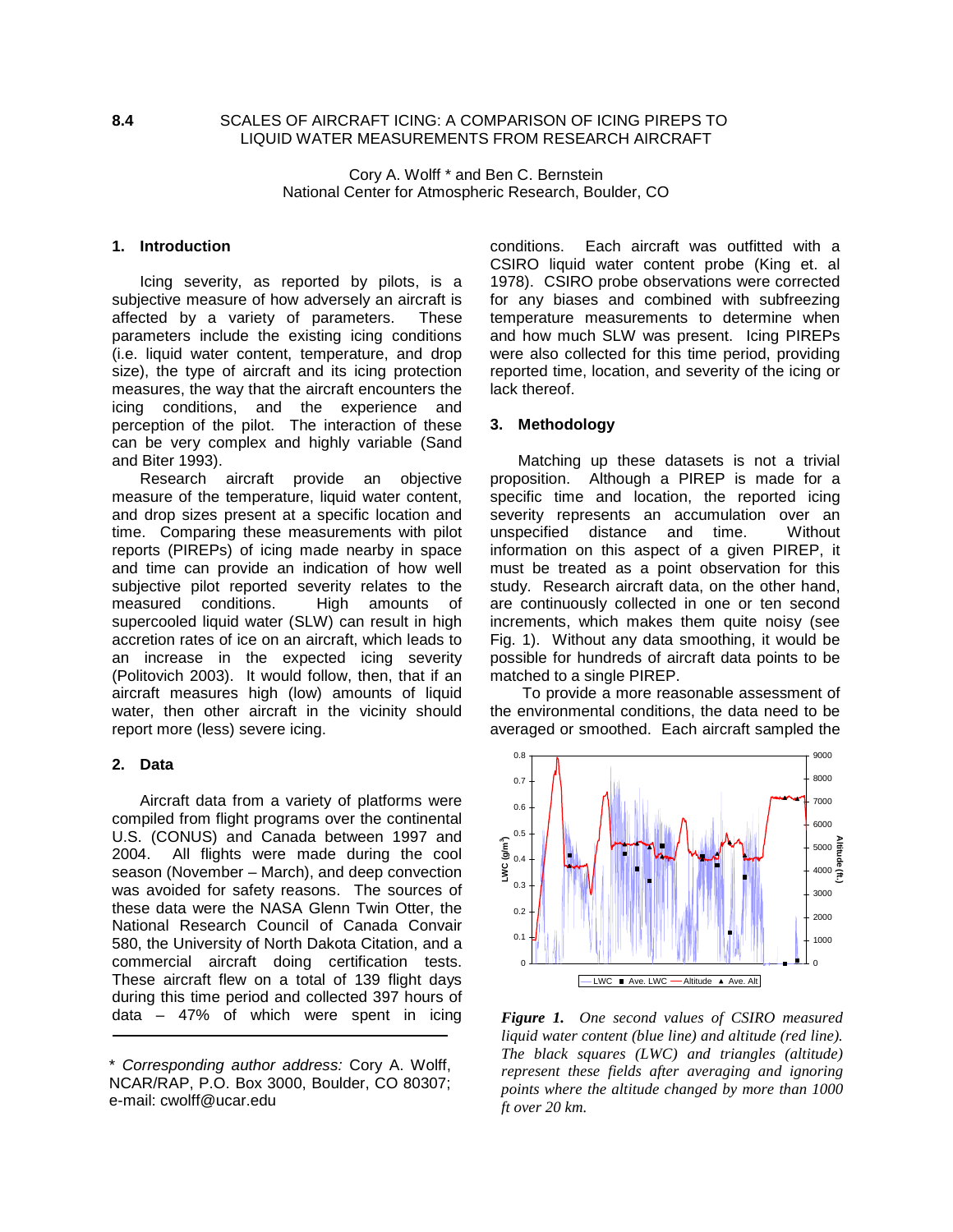**8.4** 

# SCALES OF AIRCRAFT ICING: A COMPARISON OF ICING PIREPS TO LIQUID WATER MEASUREMENTS FROM RESEARCH AIRCRAFT

Cory A. Wolff * and Ben C. Bernstein
National Center for Atmospheric Research, Boulder, CO

## 1. Introduction

Icing severity, as reported by pilots, is a subjective measure of how adversely an aircraft is affected by a variety of parameters. These parameters include the existing icing conditions (i.e. liquid water content, temperature, and drop size), the type of aircraft and its icing protection measures, the way that the aircraft encounters the icing conditions, and the experience and perception of the pilot. The interaction of these can be very complex and highly variable (Sand and Biter 1993).

Research aircraft provide an objective measure of the temperature, liquid water content, and drop sizes present at a specific location and time. Comparing these measurements with pilot reports (PIREPs) of icing made nearby in space and time can provide an indication of how well subjective pilot reported severity relates to the measured conditions. High amounts of supercooled liquid water (SLW) can result in high accretion rates of ice on an aircraft, which leads to an increase in the expected icing severity (Politovich 2003). It would follow, then, that if an aircraft measures high (low) amounts of liquid water, then other aircraft in the vicinity should report more (less) severe icing.

## 2. Data

Aircraft data from a variety of platforms were compiled from flight programs over the continental U.S. (CONUS) and Canada between 1997 and 2004. All flights were made during the cool season (November – March), and deep convection was avoided for safety reasons. The sources of these data were the NASA Glenn Twin Otter, the National Research Council of Canada Convair 580, the University of North Dakota Citation, and a commercial aircraft doing certification tests. These aircraft flew on a total of 139 flight days during this time period and collected 397 hours of data – 47% of which were spent in icing conditions. Each aircraft was outfitted with a CSIRO liquid water content probe (King et. al 1978). CSIRO probe observations were corrected for any biases and combined with subfreezing temperature measurements to determine when and how much SLW was present. Icing PIREPs were also collected for this time period, providing reported time, location, and severity of the icing or lack thereof.

## 3. Methodology

Matching up these datasets is not a trivial proposition. Although a PIREP is made for a specific time and location, the reported icing severity represents an accumulation over an unspecified distance and time. Without information on this aspect of a given PIREP, it must be treated as a point observation for this study. Research aircraft data, on the other hand, are continuously collected in one or ten second increments, which makes them quite noisy (see Fig. 1). Without any data smoothing, it would be possible for hundreds of aircraft data points to be matched to a single PIREP.

To provide a more reasonable assessment of the environmental conditions, the data need to be averaged or smoothed. Each aircraft sampled the

*Figure 1. One second values of CSIRO measured liquid water content (blue line) and altitude (red line). The black squares (LWC) and triangles (altitude) represent these fields after averaging and ignoring points where the altitude changed by more than 1000 ft over 20 km.*

---

\* *Corresponding author address:* Cory A. Wolff, NCAR/RAP, P.O. Box 3000, Boulder, CO 80307; e-mail: cwolff@ucar.edu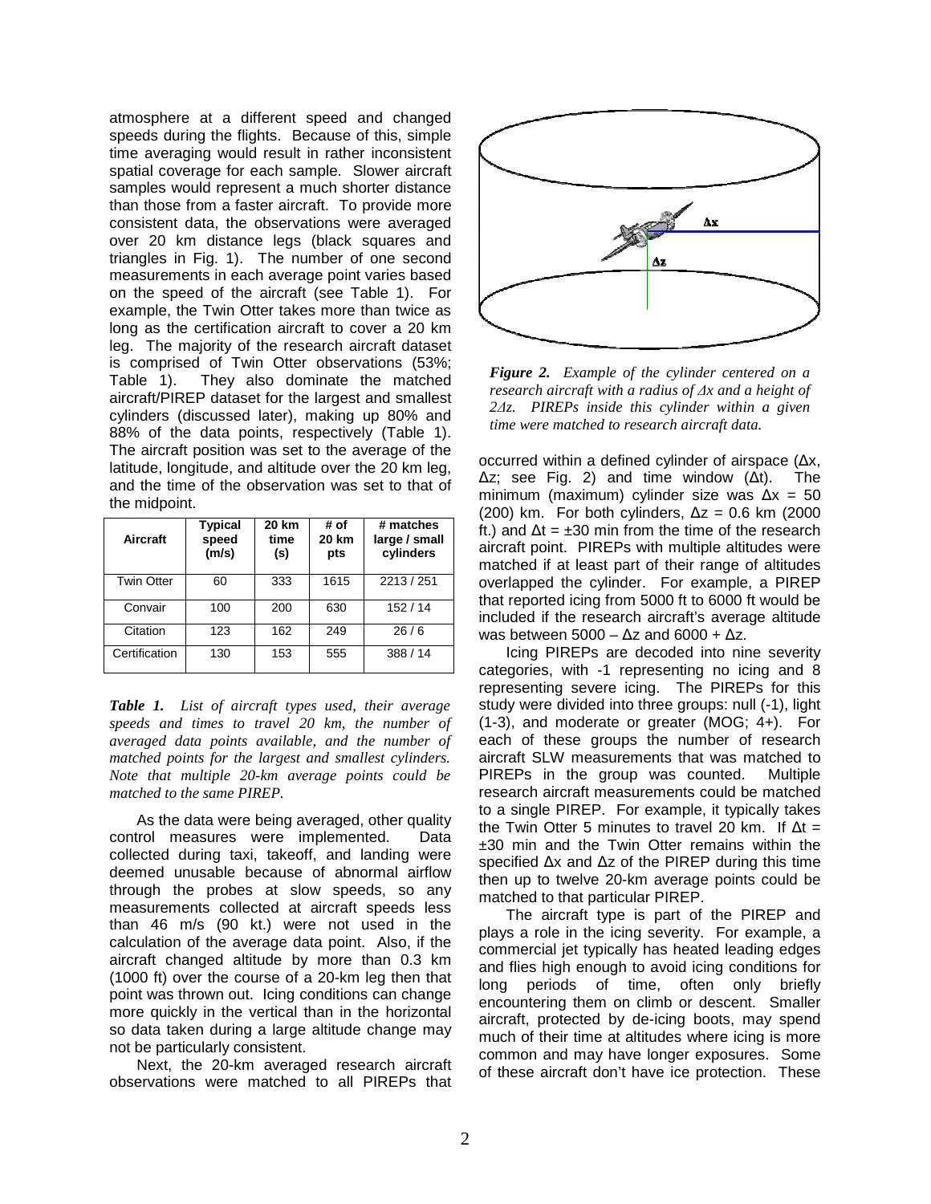atmosphere at a different speed and changed speeds during the flights. Because of this, simple time averaging would result in rather inconsistent spatial coverage for each sample. Slower aircraft samples would represent a much shorter distance than those from a faster aircraft. To provide more consistent data, the observations were averaged over 20 km distance legs (black squares and triangles in Fig. 1). The number of one second measurements in each average point varies based on the speed of the aircraft (see Table 1). For example, the Twin Otter takes more than twice as long as the certification aircraft to cover a 20 km leg. The majority of the research aircraft dataset is comprised of Twin Otter observations (53%; Table 1). They also dominate the matched aircraft/PIREP dataset for the largest and smallest cylinders (discussed later), making up 80% and 88% of the data points, respectively (Table 1). The aircraft position was set to the average of the latitude, longitude, and altitude over the 20 km leg, and the time of the observation was set to that of the midpoint.

| Aircraft | Typical speed (m/s) | 20 km time (s) | # of 20 km pts | # matches large / small cylinders |
|---|---|---|---|---|
| Twin Otter | 60 | 333 | 1615 | 2213 / 251 |
| Convair | 100 | 200 | 630 | 152 / 14 |
| Citation | 123 | 162 | 249 | 26 / 6 |
| Certification | 130 | 153 | 555 | 388 / 14 |

***Table 1.*** *List of aircraft types used, their average speeds and times to travel 20 km, the number of averaged data points available, and the number of matched points for the largest and smallest cylinders. Note that multiple 20-km average points could be matched to the same PIREP.*

As the data were being averaged, other quality control measures were implemented. Data collected during taxi, takeoff, and landing were deemed unusable because of abnormal airflow through the probes at slow speeds, so any measurements collected at aircraft speeds less than 46 m/s (90 kt.) were not used in the calculation of the average data point. Also, if the aircraft changed altitude by more than 0.3 km (1000 ft) over the course of a 20-km leg then that point was thrown out. Icing conditions can change more quickly in the vertical than in the horizontal so data taken during a large altitude change may not be particularly consistent.

Next, the 20-km averaged research aircraft observations were matched to all PIREPs that occurred within a defined cylinder of airspace ($\Delta x$, $\Delta z$; see Fig. 2) and time window ($\Delta t$). The minimum (maximum) cylinder size was $\Delta x$ = 50 (200) km. For both cylinders, $\Delta z$ = 0.6 km (2000 ft.) and $\Delta t = \pm 30$ min from the time of the research aircraft point. PIREPs with multiple altitudes were matched if at least part of their range of altitudes overlapped the cylinder. For example, a PIREP that reported icing from 5000 ft to 6000 ft would be included if the research aircraft's average altitude was between $5000 - \Delta z$ and $6000 + \Delta z$.

***Figure 2.*** *Example of the cylinder centered on a research aircraft with a radius of $\Delta x$ and a height of $2\Delta z$. PIREPs inside this cylinder within a given time were matched to research aircraft data.*

Icing PIREPs are decoded into nine severity categories, with -1 representing no icing and 8 representing severe icing. The PIREPs for this study were divided into three groups: null (-1), light (1-3), and moderate or greater (MOG; 4+). For each of these groups the number of research aircraft SLW measurements that was matched to PIREPs in the group was counted. Multiple research aircraft measurements could be matched to a single PIREP. For example, it typically takes the Twin Otter 5 minutes to travel 20 km. If $\Delta t = \pm 30$ min and the Twin Otter remains within the specified $\Delta x$ and $\Delta z$ of the PIREP during this time then up to twelve 20-km average points could be matched to that particular PIREP.

The aircraft type is part of the PIREP and plays a role in the icing severity. For example, a commercial jet typically has heated leading edges and flies high enough to avoid icing conditions for long periods of time, often only briefly encountering them on climb or descent. Smaller aircraft, protected by de-icing boots, may spend much of their time at altitudes where icing is more common and may have longer exposures. Some of these aircraft don't have ice protection. These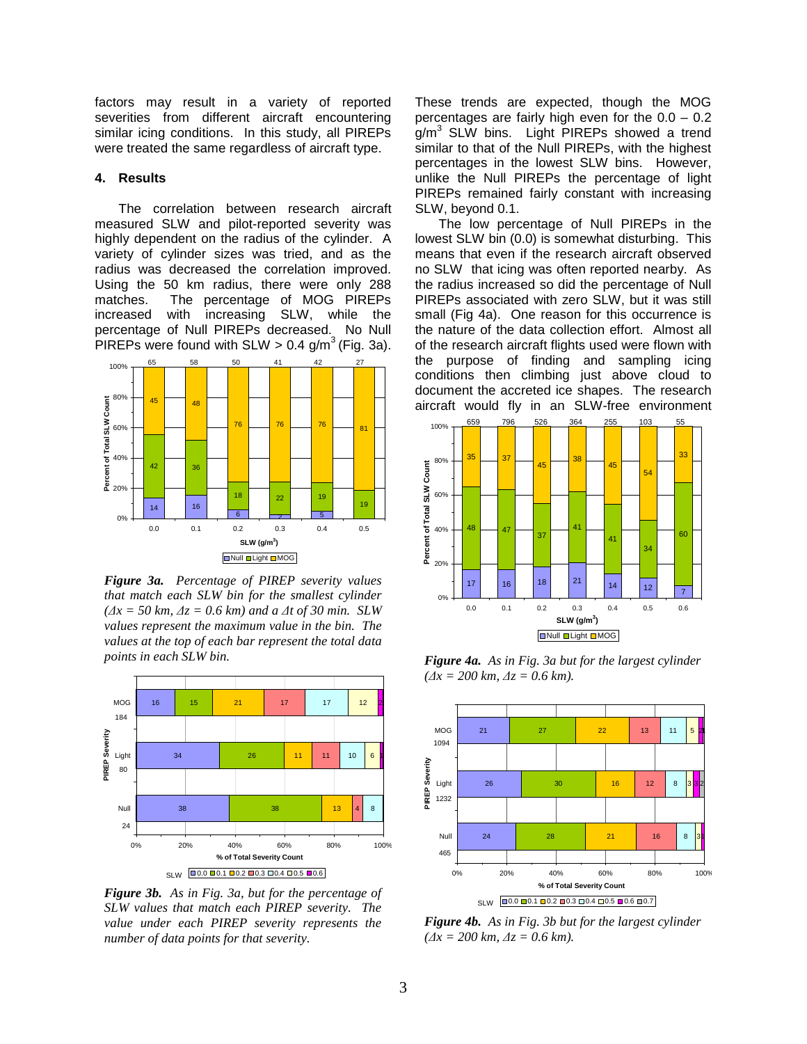factors may result in a variety of reported severities from different aircraft encountering similar icing conditions. In this study, all PIREPs were treated the same regardless of aircraft type.

## 4. Results

The correlation between research aircraft measured SLW and pilot-reported severity was highly dependent on the radius of the cylinder. A variety of cylinder sizes was tried, and as the radius was decreased the correlation improved. Using the 50 km radius, there were only 288 matches. The percentage of MOG PIREPs increased with increasing SLW, while the percentage of Null PIREPs decreased. No Null PIREPs were found with SLW > 0.4 g/m$^3$ (Fig. 3a).

*__Figure 3a.__ Percentage of PIREP severity values that match each SLW bin for the smallest cylinder ($\Delta x$ = 50 km, $\Delta z$ = 0.6 km) and a $\Delta t$ of 30 min. SLW values represent the maximum value in the bin. The values at the top of each bar represent the total data points in each SLW bin.*

*__Figure 3b.__ As in Fig. 3a, but for the percentage of SLW values that match each PIREP severity. The value under each PIREP severity represents the number of data points for that severity.*

These trends are expected, though the MOG percentages are fairly high even for the 0.0 – 0.2 g/m$^3$ SLW bins. Light PIREPs showed a trend similar to that of the Null PIREPs, with the highest percentages in the lowest SLW bins. However, unlike the Null PIREPs the percentage of light PIREPs remained fairly constant with increasing SLW, beyond 0.1.

The low percentage of Null PIREPs in the lowest SLW bin (0.0) is somewhat disturbing. This means that even if the research aircraft observed no SLW that icing was often reported nearby. As the radius increased so did the percentage of Null PIREPs associated with zero SLW, but it was still small (Fig 4a). One reason for this occurrence is the nature of the data collection effort. Almost all of the research aircraft flights used were flown with the purpose of finding and sampling icing conditions then climbing just above cloud to document the accreted ice shapes. The research aircraft would fly in an SLW-free environment

*__Figure 4a.__ As in Fig. 3a but for the largest cylinder ($\Delta x$ = 200 km, $\Delta z$ = 0.6 km).*

*__Figure 4b.__ As in Fig. 3b but for the largest cylinder ($\Delta x$ = 200 km, $\Delta z$ = 0.6 km).*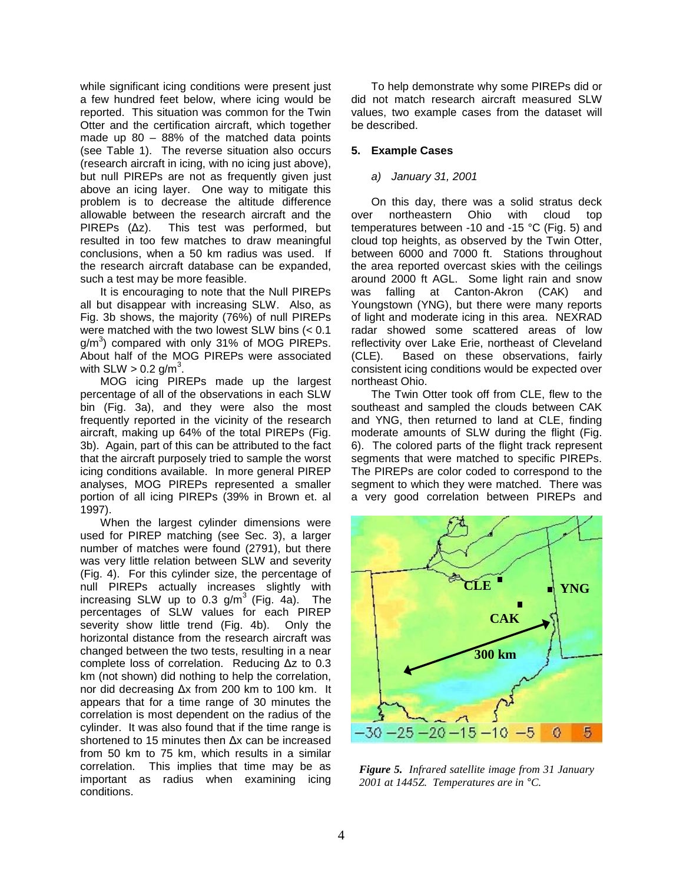while significant icing conditions were present just a few hundred feet below, where icing would be reported. This situation was common for the Twin Otter and the certification aircraft, which together made up 80 – 88% of the matched data points (see Table 1). The reverse situation also occurs (research aircraft in icing, with no icing just above), but null PIREPs are not as frequently given just above an icing layer. One way to mitigate this problem is to decrease the altitude difference allowable between the research aircraft and the PIREPs (Δz). This test was performed, but resulted in too few matches to draw meaningful conclusions, when a 50 km radius was used. If the research aircraft database can be expanded, such a test may be more feasible.

It is encouraging to note that the Null PIREPs all but disappear with increasing SLW. Also, as Fig. 3b shows, the majority (76%) of null PIREPs were matched with the two lowest SLW bins (< 0.1 g/m$^3$) compared with only 31% of MOG PIREPs. About half of the MOG PIREPs were associated with SLW > 0.2 g/m$^3$.

MOG icing PIREPs made up the largest percentage of all of the observations in each SLW bin (Fig. 3a), and they were also the most frequently reported in the vicinity of the research aircraft, making up 64% of the total PIREPs (Fig. 3b). Again, part of this can be attributed to the fact that the aircraft purposely tried to sample the worst icing conditions available. In more general PIREP analyses, MOG PIREPs represented a smaller portion of all icing PIREPs (39% in Brown et. al 1997).

When the largest cylinder dimensions were used for PIREP matching (see Sec. 3), a larger number of matches were found (2791), but there was very little relation between SLW and severity (Fig. 4). For this cylinder size, the percentage of null PIREPs actually increases slightly with increasing SLW up to 0.3 g/m$^3$ (Fig. 4a). The percentages of SLW values for each PIREP severity show little trend (Fig. 4b). Only the horizontal distance from the research aircraft was changed between the two tests, resulting in a near complete loss of correlation. Reducing Δz to 0.3 km (not shown) did nothing to help the correlation, nor did decreasing Δx from 200 km to 100 km. It appears that for a time range of 30 minutes the correlation is most dependent on the radius of the cylinder. It was also found that if the time range is shortened to 15 minutes then Δx can be increased from 50 km to 75 km, which results in a similar correlation. This implies that time may be as important as radius when examining icing conditions.

To help demonstrate why some PIREPs did or did not match research aircraft measured SLW values, two example cases from the dataset will be described.

## 5. Example Cases

### *a) January 31, 2001*

On this day, there was a solid stratus deck over northeastern Ohio with cloud top temperatures between -10 and -15 °C (Fig. 5) and cloud top heights, as observed by the Twin Otter, between 6000 and 7000 ft. Stations throughout the area reported overcast skies with the ceilings around 2000 ft AGL. Some light rain and snow was falling at Canton-Akron (CAK) and Youngstown (YNG), but there were many reports of light and moderate icing in this area. NEXRAD radar showed some scattered areas of low reflectivity over Lake Erie, northeast of Cleveland (CLE). Based on these observations, fairly consistent icing conditions would be expected over northeast Ohio.

The Twin Otter took off from CLE, flew to the southeast and sampled the clouds between CAK and YNG, then returned to land at CLE, finding moderate amounts of SLW during the flight (Fig. 6). The colored parts of the flight track represent segments that were matched to specific PIREPs. The PIREPs are color coded to correspond to the segment to which they were matched. There was a very good correlation between PIREPs and

***Figure 5.*** *Infrared satellite image from 31 January 2001 at 1445Z. Temperatures are in °C.*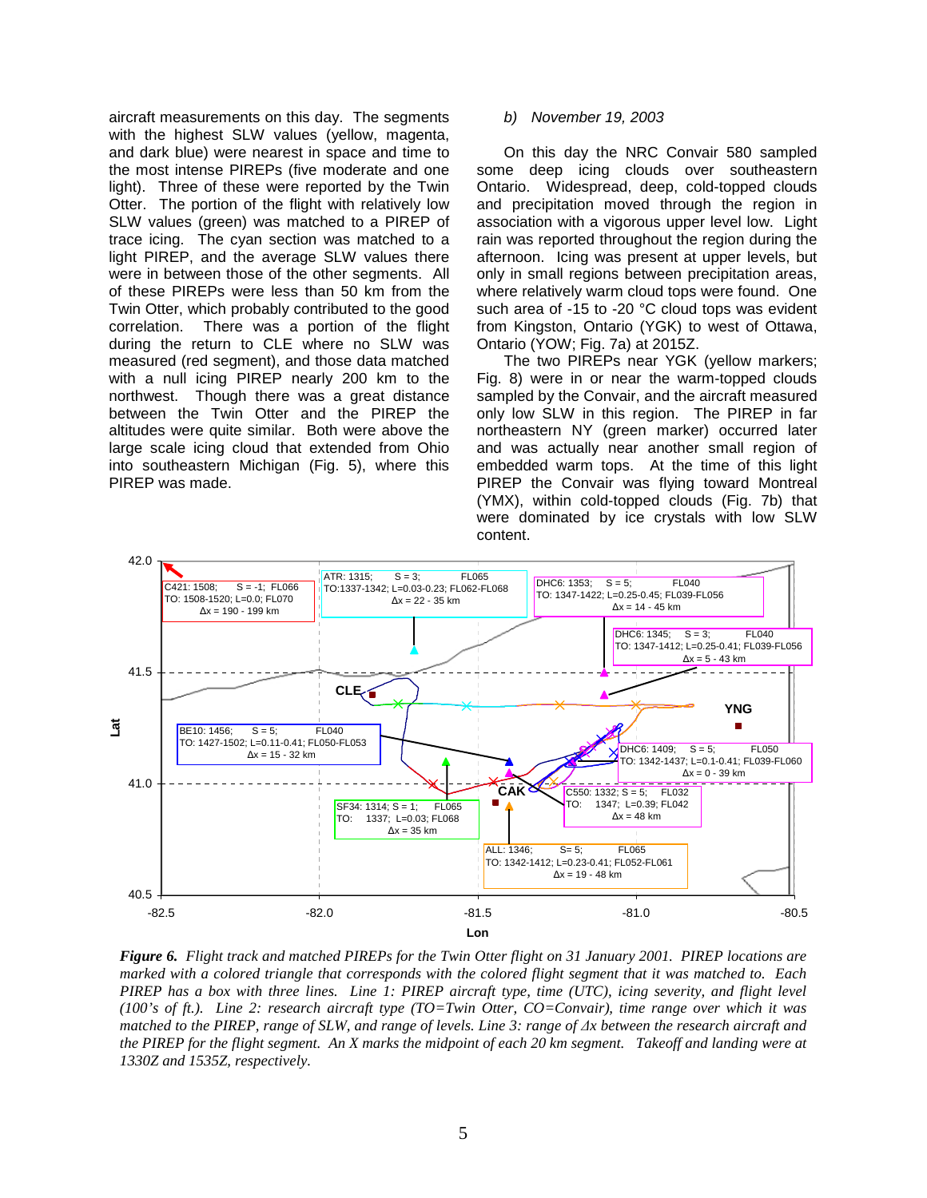aircraft measurements on this day. The segments with the highest SLW values (yellow, magenta, and dark blue) were nearest in space and time to the most intense PIREPs (five moderate and one light). Three of these were reported by the Twin Otter. The portion of the flight with relatively low SLW values (green) was matched to a PIREP of trace icing. The cyan section was matched to a light PIREP, and the average SLW values there were in between those of the other segments. All of these PIREPs were less than 50 km from the Twin Otter, which probably contributed to the good correlation. There was a portion of the flight during the return to CLE where no SLW was measured (red segment), and those data matched with a null icing PIREP nearly 200 km to the northwest. Though there was a great distance between the Twin Otter and the PIREP the altitudes were quite similar. Both were above the large scale icing cloud that extended from Ohio into southeastern Michigan (Fig. 5), where this PIREP was made.

### *b) November 19, 2003*

On this day the NRC Convair 580 sampled some deep icing clouds over southeastern Ontario. Widespread, deep, cold-topped clouds and precipitation moved through the region in association with a vigorous upper level low. Light rain was reported throughout the region during the afternoon. Icing was present at upper levels, but only in small regions between precipitation areas, where relatively warm cloud tops were found. One such area of -15 to -20 °C cloud tops was evident from Kingston, Ontario (YGK) to west of Ottawa, Ontario (YOW; Fig. 7a) at 2015Z.

The two PIREPs near YGK (yellow markers; Fig. 8) were in or near the warm-topped clouds sampled by the Convair, and the aircraft measured only low SLW in this region. The PIREP in far northeastern NY (green marker) occurred later and was actually near another small region of embedded warm tops. At the time of this light PIREP the Convair was flying toward Montreal (YMX), within cold-topped clouds (Fig. 7b) that were dominated by ice crystals with low SLW content.

*__Figure 6.__ Flight track and matched PIREPs for the Twin Otter flight on 31 January 2001. PIREP locations are marked with a colored triangle that corresponds with the colored flight segment that it was matched to. Each PIREP has a box with three lines. Line 1: PIREP aircraft type, time (UTC), icing severity, and flight level (100's of ft.). Line 2: research aircraft type (TO=Twin Otter, CO=Convair), time range over which it was matched to the PIREP, range of SLW, and range of levels. Line 3: range of Δx between the research aircraft and the PIREP for the flight segment. An X marks the midpoint of each 20 km segment. Takeoff and landing were at 1330Z and 1535Z, respectively.*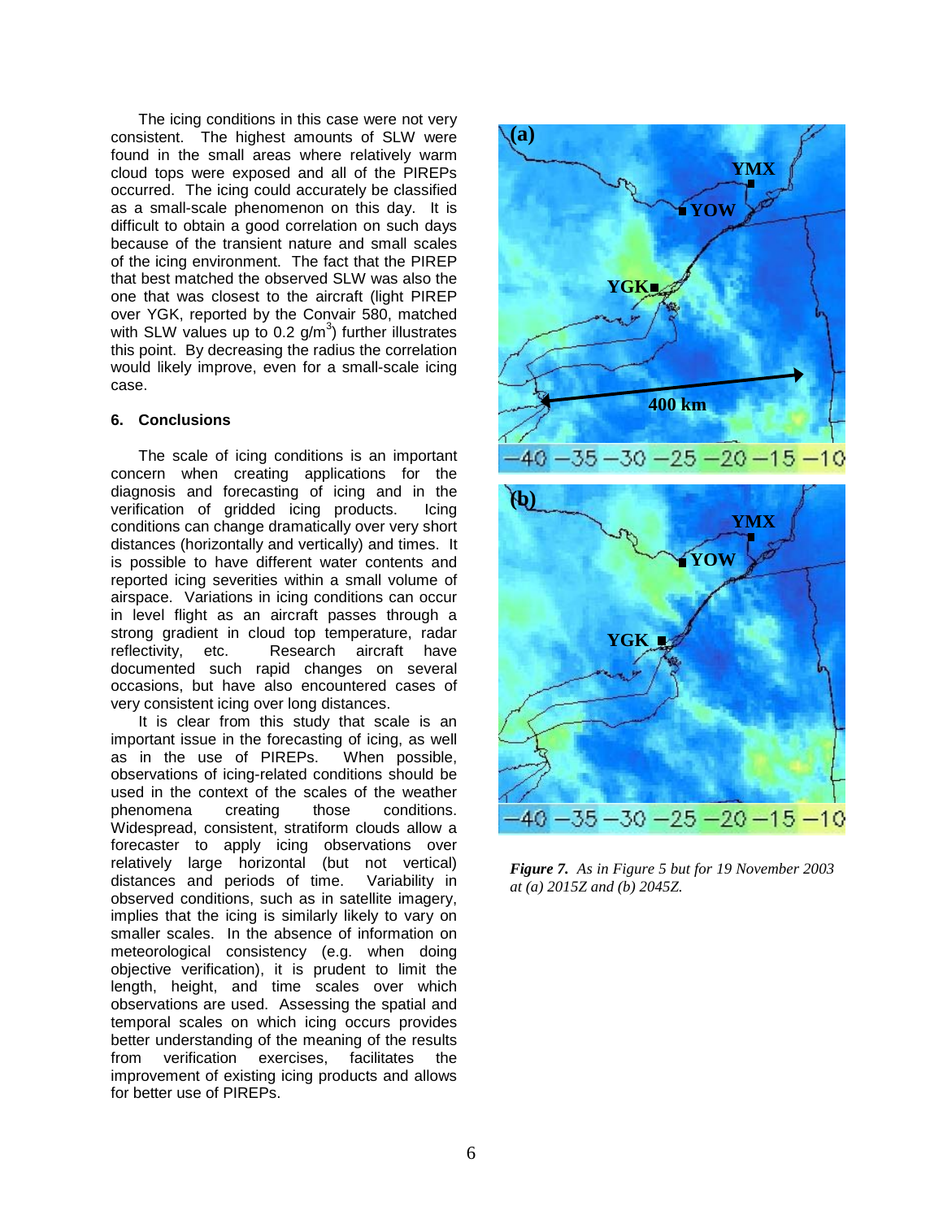The icing conditions in this case were not very consistent. The highest amounts of SLW were found in the small areas where relatively warm cloud tops were exposed and all of the PIREPs occurred. The icing could accurately be classified as a small-scale phenomenon on this day. It is difficult to obtain a good correlation on such days because of the transient nature and small scales of the icing environment. The fact that the PIREP that best matched the observed SLW was also the one that was closest to the aircraft (light PIREP over YGK, reported by the Convair 580, matched with SLW values up to 0.2 g/m$^3$) further illustrates this point. By decreasing the radius the correlation would likely improve, even for a small-scale icing case.

## 6. Conclusions

The scale of icing conditions is an important concern when creating applications for the diagnosis and forecasting of icing and in the verification of gridded icing products. Icing conditions can change dramatically over very short distances (horizontally and vertically) and times. It is possible to have different water contents and reported icing severities within a small volume of airspace. Variations in icing conditions can occur in level flight as an aircraft passes through a strong gradient in cloud top temperature, radar reflectivity, etc. Research aircraft have documented such rapid changes on several occasions, but have also encountered cases of very consistent icing over long distances.

It is clear from this study that scale is an important issue in the forecasting of icing, as well as in the use of PIREPs. When possible, observations of icing-related conditions should be used in the context of the scales of the weather phenomena creating those conditions. Widespread, consistent, stratiform clouds allow a forecaster to apply icing observations over relatively large horizontal (but not vertical) distances and periods of time. Variability in observed conditions, such as in satellite imagery, implies that the icing is similarly likely to vary on smaller scales. In the absence of information on meteorological consistency (e.g. when doing objective verification), it is prudent to limit the length, height, and time scales over which observations are used. Assessing the spatial and temporal scales on which icing occurs provides better understanding of the meaning of the results from verification exercises, facilitates the improvement of existing icing products and allows for better use of PIREPs.

***Figure 7.*** *As in Figure 5 but for 19 November 2003 at (a) 2015Z and (b) 2045Z.*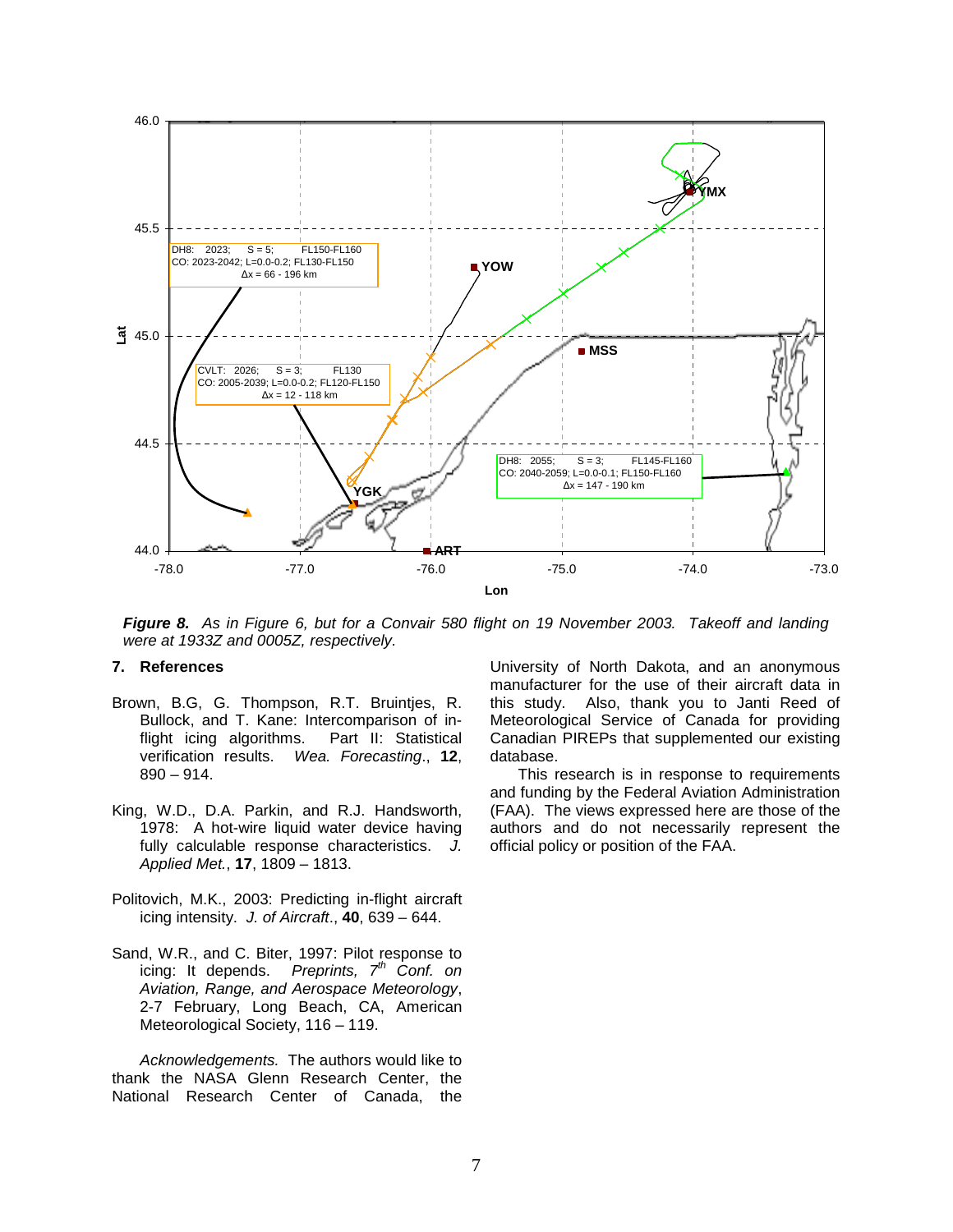46.0

45.5

45.0

44.5

44.0

Lat

-78.0 -77.0 -76.0 -75.0 -74.0 -73.0

Lon

DH8: 2023; S = 5; FL150-FL160
CO: 2023-2042; L=0.0-0.2; FL130-FL150
Δx = 66 - 196 km

CVLT: 2026; S = 3; FL130
CO: 2005-2039; L=0.0-0.2; FL120-FL150
Δx = 12 - 118 km

DH8: 2055; S = 3; FL145-FL160
CO: 2040-2059; L=0.0-0.1; FL150-FL160
Δx = 147 - 190 km

YMX

YOW

MSS

YGK

ART

***Figure 8.*** *As in Figure 6, but for a Convair 580 flight on 19 November 2003. Takeoff and landing were at 1933Z and 0005Z, respectively.*

## 7. References

Brown, B.G, G. Thompson, R.T. Bruintjes, R. Bullock, and T. Kane: Intercomparison of in-flight icing algorithms. Part II: Statistical verification results. *Wea. Forecasting*., **12**, 890 – 914.

King, W.D., D.A. Parkin, and R.J. Handsworth, 1978: A hot-wire liquid water device having fully calculable response characteristics. *J. Applied Met.*, **17**, 1809 – 1813.

Politovich, M.K., 2003: Predicting in-flight aircraft icing intensity. *J. of Aircraft*., **40**, 639 – 644.

Sand, W.R., and C. Biter, 1997: Pilot response to icing: It depends. *Preprints, 7th Conf. on Aviation, Range, and Aerospace Meteorology*, 2-7 February, Long Beach, CA, American Meteorological Society, 116 – 119.

*Acknowledgements.* The authors would like to thank the NASA Glenn Research Center, the National Research Center of Canada, the University of North Dakota, and an anonymous manufacturer for the use of their aircraft data in this study. Also, thank you to Janti Reed of Meteorological Service of Canada for providing Canadian PIREPs that supplemented our existing database.

This research is in response to requirements and funding by the Federal Aviation Administration (FAA). The views expressed here are those of the authors and do not necessarily represent the official policy or position of the FAA.